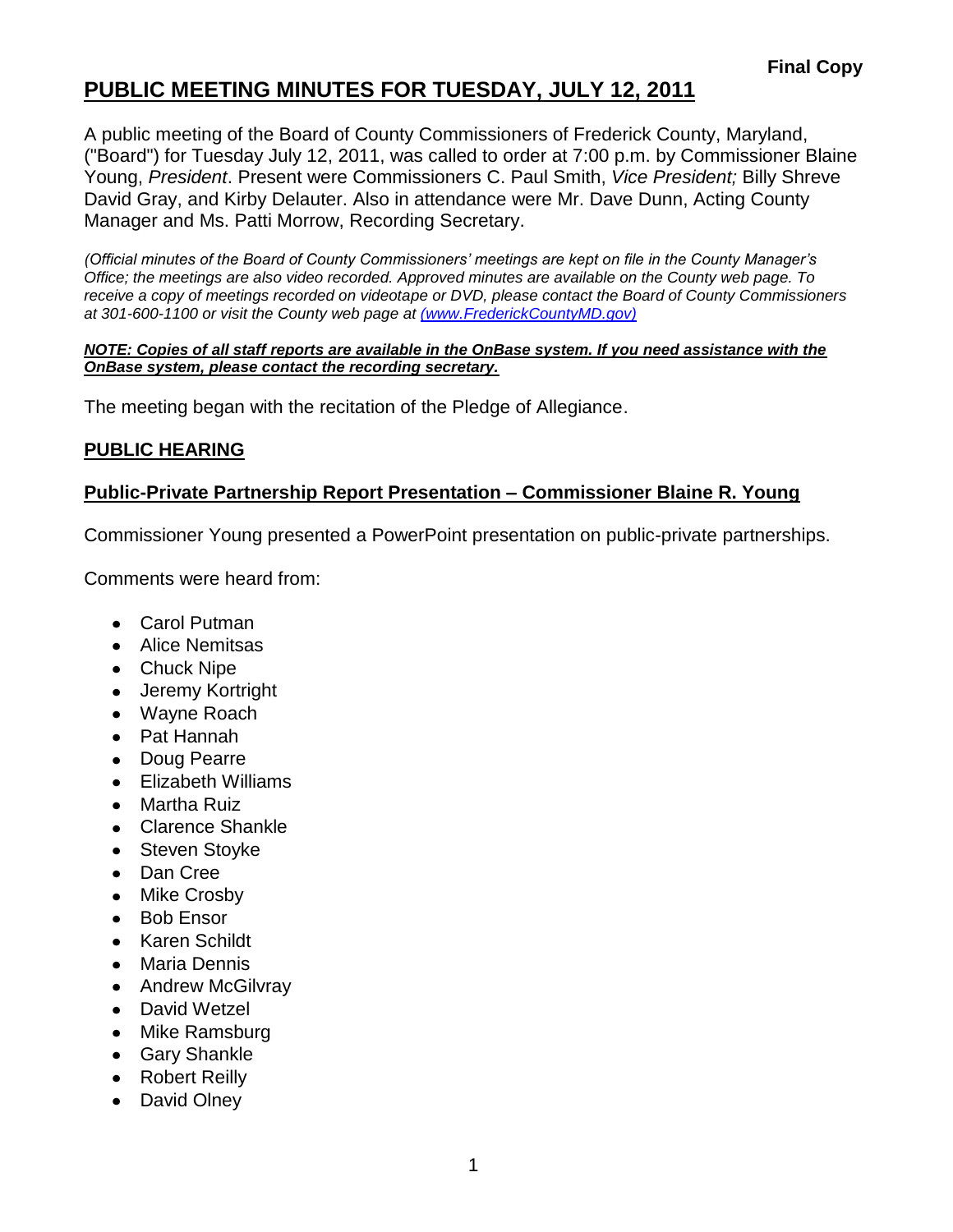**Final Copy**

# PUBLIC MEETING MINUTES FOR TUESDAY, JULY 12, 2011

A public meeting of the Board of County Commissioners of Frederick County, Maryland, ("Board") for Tuesday July 12, 2011, was called to order at 7:00 p.m. by Commissioner Blaine Young, *President*. Present were Commissioners C. Paul Smith, *Vice President;* Billy Shreve David Gray, and Kirby Delauter. Also in attendance were Mr. Dave Dunn, Acting County Manager and Ms. Patti Morrow, Recording Secretary.

*(Official minutes of the Board of County Commissioners' meetings are kept on file in the County Manager's Office; the meetings are also video recorded. Approved minutes are available on the County web page. To receive a copy of meetings recorded on videotape or DVD, please contact the Board of County Commissioners at 301-600-1100 or visit the County web page at (www.FrederickCountyMD.gov)*

***NOTE: Copies of all staff reports are available in the OnBase system. If you need assistance with the OnBase system, please contact the recording secretary.***

The meeting began with the recitation of the Pledge of Allegiance.

## PUBLIC HEARING

### Public-Private Partnership Report Presentation – Commissioner Blaine R. Young

Commissioner Young presented a PowerPoint presentation on public-private partnerships.

Comments were heard from:

- Carol Putman
- Alice Nemitsas
- Chuck Nipe
- Jeremy Kortright
- Wayne Roach
- Pat Hannah
- Doug Pearre
- Elizabeth Williams
- Martha Ruiz
- Clarence Shankle
- Steven Stoyke
- Dan Cree
- Mike Crosby
- Bob Ensor
- Karen Schildt
- Maria Dennis
- Andrew McGilvray
- David Wetzel
- Mike Ramsburg
- Gary Shankle
- Robert Reilly
- David Olney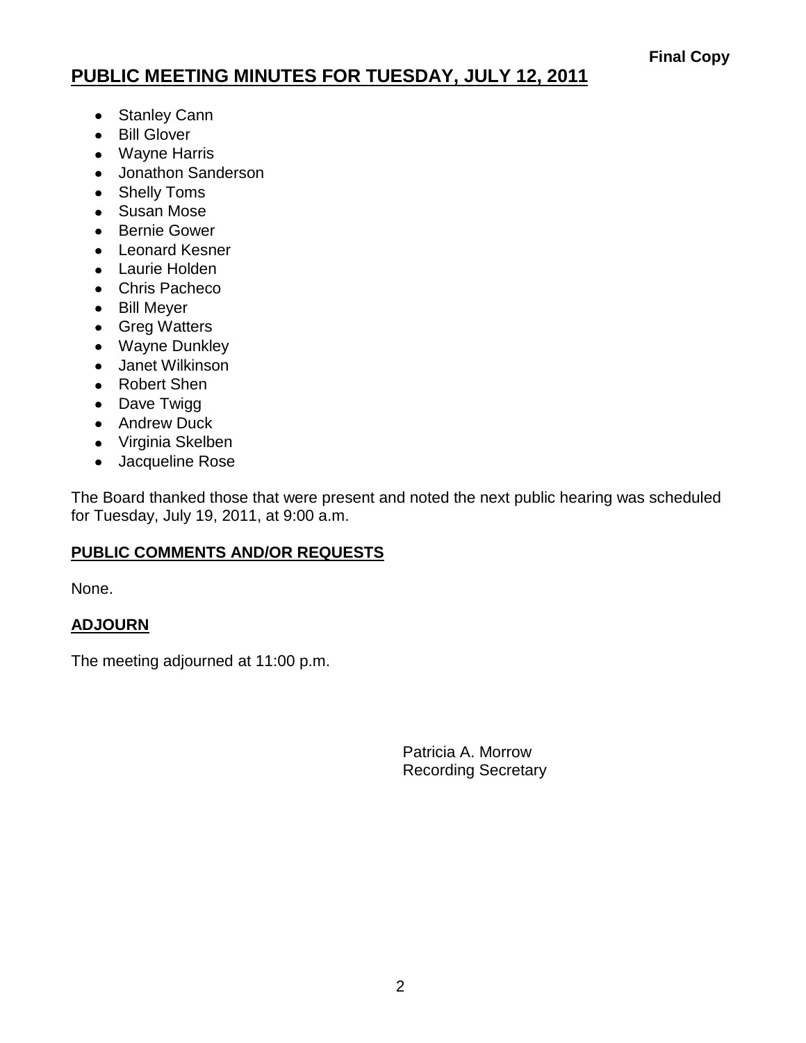**Final Copy**

# PUBLIC MEETING MINUTES FOR TUESDAY, JULY 12, 2011

- Stanley Cann
- Bill Glover
- Wayne Harris
- Jonathon Sanderson
- Shelly Toms
- Susan Mose
- Bernie Gower
- Leonard Kesner
- Laurie Holden
- Chris Pacheco
- Bill Meyer
- Greg Watters
- Wayne Dunkley
- Janet Wilkinson
- Robert Shen
- Dave Twigg
- Andrew Duck
- Virginia Skelben
- Jacqueline Rose

The Board thanked those that were present and noted the next public hearing was scheduled for Tuesday, July 19, 2011, at 9:00 a.m.

## PUBLIC COMMENTS AND/OR REQUESTS

None.

## ADJOURN

The meeting adjourned at 11:00 p.m.

Patricia A. Morrow
Recording Secretary